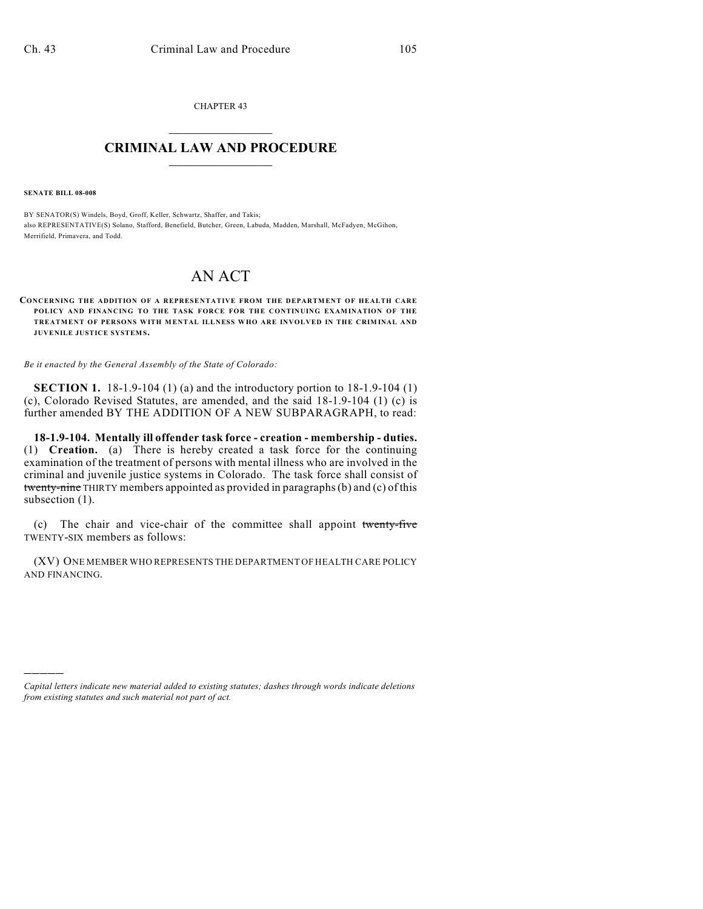CHAPTER 43

# CRIMINAL LAW AND PROCEDURE

**SENATE BILL 08-008**

BY SENATOR(S) Windels, Boyd, Groff, Keller, Schwartz, Shaffer, and Takis;
also REPRESENTATIVE(S) Solano, Stafford, Benefield, Butcher, Green, Labuda, Madden, Marshall, McFadyen, McGihon, Merrifield, Primavera, and Todd.

# AN ACT

**CONCERNING THE ADDITION OF A REPRESENTATIVE FROM THE DEPARTMENT OF HEALTH CARE POLICY AND FINANCING TO THE TASK FORCE FOR THE CONTINUING EXAMINATION OF THE TREATMENT OF PERSONS WITH MENTAL ILLNESS WHO ARE INVOLVED IN THE CRIMINAL AND JUVENILE JUSTICE SYSTEMS.**

*Be it enacted by the General Assembly of the State of Colorado:*

**SECTION 1.** 18-1.9-104 (1) (a) and the introductory portion to 18-1.9-104 (1) (c), Colorado Revised Statutes, are amended, and the said 18-1.9-104 (1) (c) is further amended BY THE ADDITION OF A NEW SUBPARAGRAPH, to read:

**18-1.9-104. Mentally ill offender task force - creation - membership - duties.** (1) **Creation.** (a) There is hereby created a task force for the continuing examination of the treatment of persons with mental illness who are involved in the criminal and juvenile justice systems in Colorado. The task force shall consist of ~~twenty-nine~~ THIRTY members appointed as provided in paragraphs (b) and (c) of this subsection (1).

(c) The chair and vice-chair of the committee shall appoint ~~twenty-five~~ TWENTY-SIX members as follows:

(XV) ONE MEMBER WHO REPRESENTS THE DEPARTMENT OF HEALTH CARE POLICY AND FINANCING.

---

*Capital letters indicate new material added to existing statutes; dashes through words indicate deletions from existing statutes and such material not part of act.*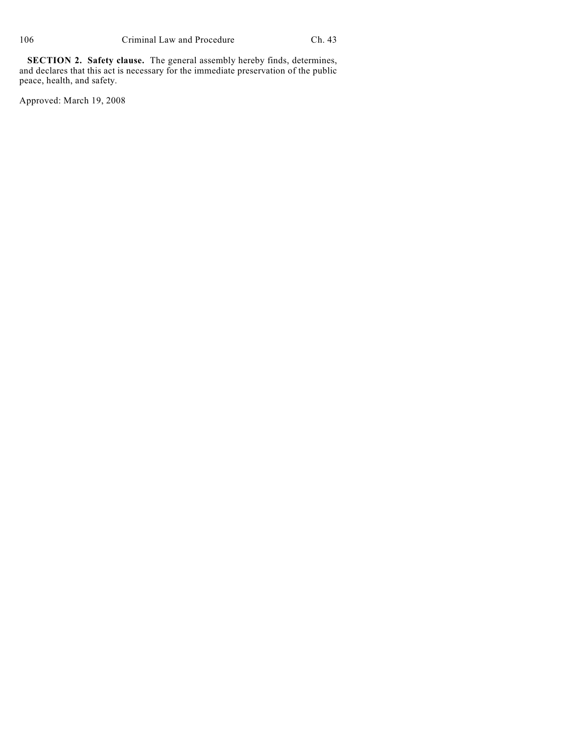**SECTION 2. Safety clause.** The general assembly hereby finds, determines, and declares that this act is necessary for the immediate preservation of the public peace, health, and safety.

Approved: March 19, 2008